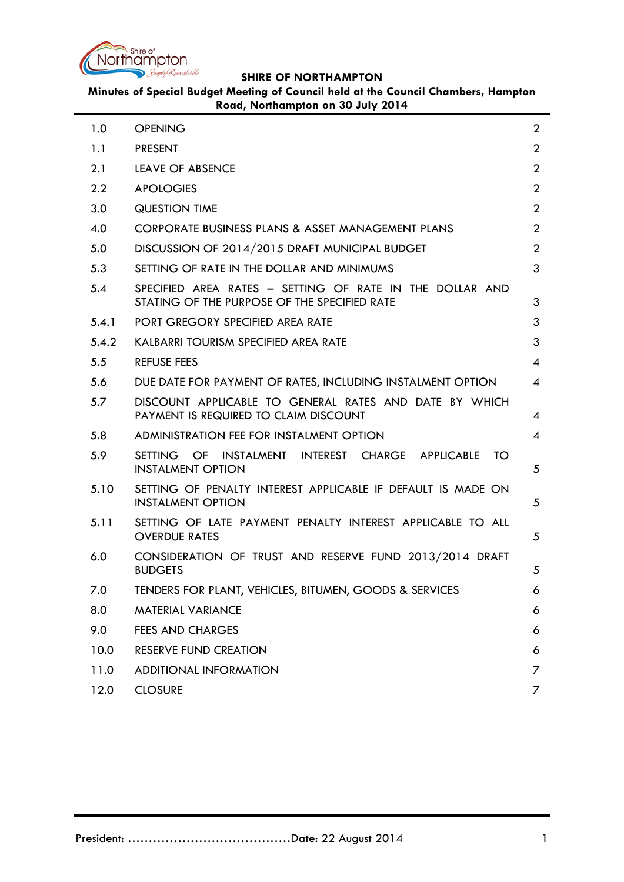# SHIRE OF NORTHAMPTON

**Minutes of Special Budget Meeting of Council held at the Council Chambers, Hampton Road, Northampton on 30 July 2014**

| | | |
|---|---|---|
| 1.0 | OPENING | 2 |
| 1.1 | PRESENT | 2 |
| 2.1 | LEAVE OF ABSENCE | 2 |
| 2.2 | APOLOGIES | 2 |
| 3.0 | QUESTION TIME | 2 |
| 4.0 | CORPORATE BUSINESS PLANS & ASSET MANAGEMENT PLANS | 2 |
| 5.0 | DISCUSSION OF 2014/2015 DRAFT MUNICIPAL BUDGET | 2 |
| 5.3 | SETTING OF RATE IN THE DOLLAR AND MINIMUMS | 3 |
| 5.4 | SPECIFIED AREA RATES – SETTING OF RATE IN THE DOLLAR AND STATING OF THE PURPOSE OF THE SPECIFIED RATE | 3 |
| 5.4.1 | PORT GREGORY SPECIFIED AREA RATE | 3 |
| 5.4.2 | KALBARRI TOURISM SPECIFIED AREA RATE | 3 |
| 5.5 | REFUSE FEES | 4 |
| 5.6 | DUE DATE FOR PAYMENT OF RATES, INCLUDING INSTALMENT OPTION | 4 |
| 5.7 | DISCOUNT APPLICABLE TO GENERAL RATES AND DATE BY WHICH PAYMENT IS REQUIRED TO CLAIM DISCOUNT | 4 |
| 5.8 | ADMINISTRATION FEE FOR INSTALMENT OPTION | 4 |
| 5.9 | SETTING OF INSTALMENT INTEREST CHARGE APPLICABLE TO INSTALMENT OPTION | 5 |
| 5.10 | SETTING OF PENALTY INTEREST APPLICABLE IF DEFAULT IS MADE ON INSTALMENT OPTION | 5 |
| 5.11 | SETTING OF LATE PAYMENT PENALTY INTEREST APPLICABLE TO ALL OVERDUE RATES | 5 |
| 6.0 | CONSIDERATION OF TRUST AND RESERVE FUND 2013/2014 DRAFT BUDGETS | 5 |
| 7.0 | TENDERS FOR PLANT, VEHICLES, BITUMEN, GOODS & SERVICES | 6 |
| 8.0 | MATERIAL VARIANCE | 6 |
| 9.0 | FEES AND CHARGES | 6 |
| 10.0 | RESERVE FUND CREATION | 6 |
| 11.0 | ADDITIONAL INFORMATION | 7 |
| 12.0 | CLOSURE | 7 |

President: ………………………………….Date: 22 August 2014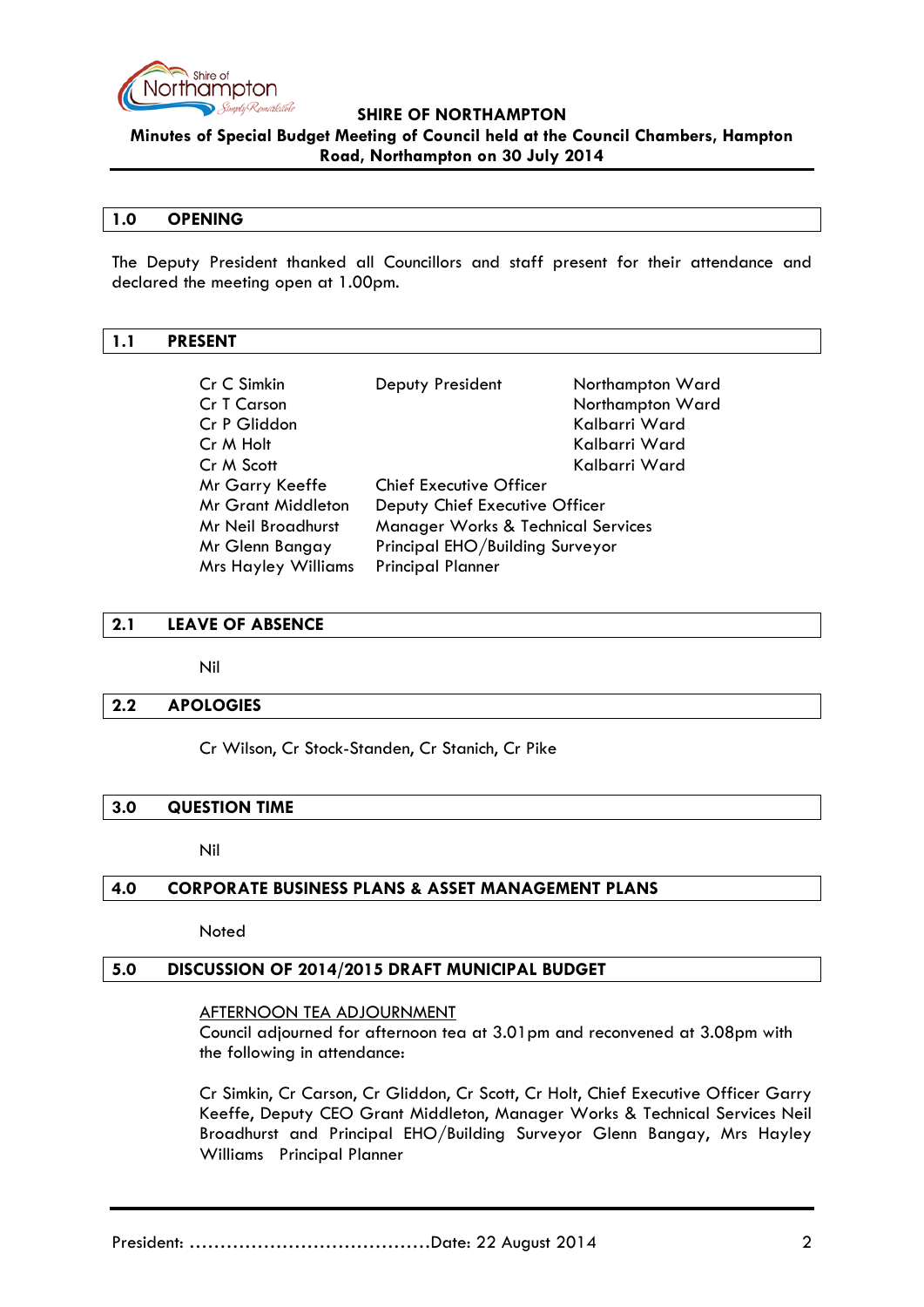**SHIRE OF NORTHAMPTON**

**Minutes of Special Budget Meeting of Council held at the Council Chambers, Hampton Road, Northampton on 30 July 2014**

## 1.0 OPENING

The Deputy President thanked all Councillors and staff present for their attendance and declared the meeting open at 1.00pm.

## 1.1 PRESENT

| | | |
|---|---|---|
| Cr C Simkin | Deputy President | Northampton Ward |
| Cr T Carson | | Northampton Ward |
| Cr P Gliddon | | Kalbarri Ward |
| Cr M Holt | | Kalbarri Ward |
| Cr M Scott | | Kalbarri Ward |
| Mr Garry Keeffe | Chief Executive Officer | |
| Mr Grant Middleton | Deputy Chief Executive Officer | |
| Mr Neil Broadhurst | Manager Works & Technical Services | |
| Mr Glenn Bangay | Principal EHO/Building Surveyor | |
| Mrs Hayley Williams | Principal Planner | |

## 2.1 LEAVE OF ABSENCE

Nil

## 2.2 APOLOGIES

Cr Wilson, Cr Stock-Standen, Cr Stanich, Cr Pike

## 3.0 QUESTION TIME

Nil

## 4.0 CORPORATE BUSINESS PLANS & ASSET MANAGEMENT PLANS

Noted

## 5.0 DISCUSSION OF 2014/2015 DRAFT MUNICIPAL BUDGET

AFTERNOON TEA ADJOURNMENT

Council adjourned for afternoon tea at 3.01pm and reconvened at 3.08pm with the following in attendance:

Cr Simkin, Cr Carson, Cr Gliddon, Cr Scott, Cr Holt, Chief Executive Officer Garry Keeffe, Deputy CEO Grant Middleton, Manager Works & Technical Services Neil Broadhurst and Principal EHO/Building Surveyor Glenn Bangay, Mrs Hayley Williams Principal Planner

President: ……………………………………Date: 22 August 2014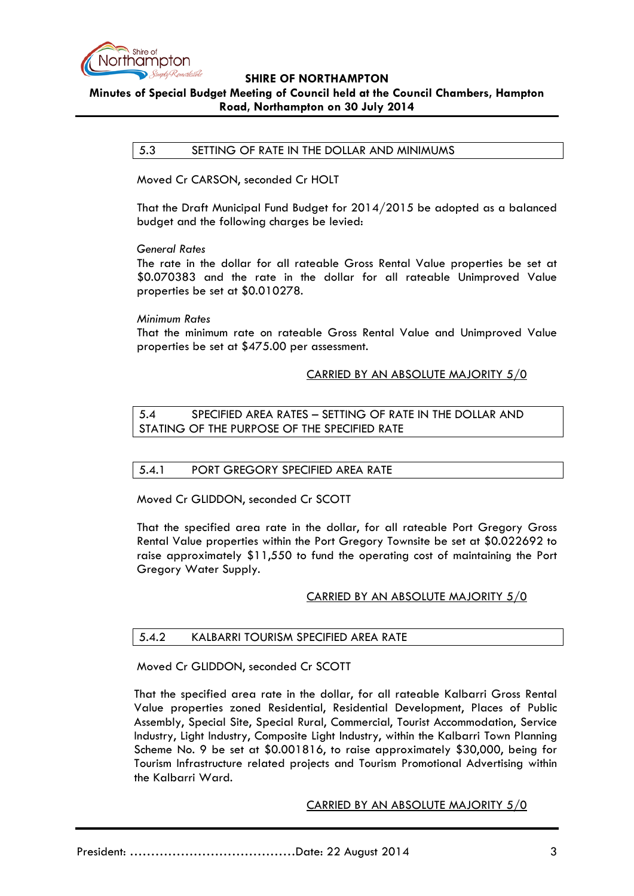## 5.3 SETTING OF RATE IN THE DOLLAR AND MINIMUMS

Moved Cr CARSON, seconded Cr HOLT

That the Draft Municipal Fund Budget for 2014/2015 be adopted as a balanced budget and the following charges be levied:

*General Rates*

The rate in the dollar for all rateable Gross Rental Value properties be set at $0.070383 and the rate in the dollar for all rateable Unimproved Value properties be set at $0.010278.

*Minimum Rates*

That the minimum rate on rateable Gross Rental Value and Unimproved Value properties be set at $475.00 per assessment.

CARRIED BY AN ABSOLUTE MAJORITY 5/0

## 5.4 SPECIFIED AREA RATES – SETTING OF RATE IN THE DOLLAR AND STATING OF THE PURPOSE OF THE SPECIFIED RATE

### 5.4.1 PORT GREGORY SPECIFIED AREA RATE

Moved Cr GLIDDON, seconded Cr SCOTT

That the specified area rate in the dollar, for all rateable Port Gregory Gross Rental Value properties within the Port Gregory Townsite be set at $0.022692 to raise approximately $11,550 to fund the operating cost of maintaining the Port Gregory Water Supply.

CARRIED BY AN ABSOLUTE MAJORITY 5/0

### 5.4.2 KALBARRI TOURISM SPECIFIED AREA RATE

Moved Cr GLIDDON, seconded Cr SCOTT

That the specified area rate in the dollar, for all rateable Kalbarri Gross Rental Value properties zoned Residential, Residential Development, Places of Public Assembly, Special Site, Special Rural, Commercial, Tourist Accommodation, Service Industry, Light Industry, Composite Light Industry, within the Kalbarri Town Planning Scheme No. 9 be set at $0.001816, to raise approximately $30,000, being for Tourism Infrastructure related projects and Tourism Promotional Advertising within the Kalbarri Ward.

CARRIED BY AN ABSOLUTE MAJORITY 5/0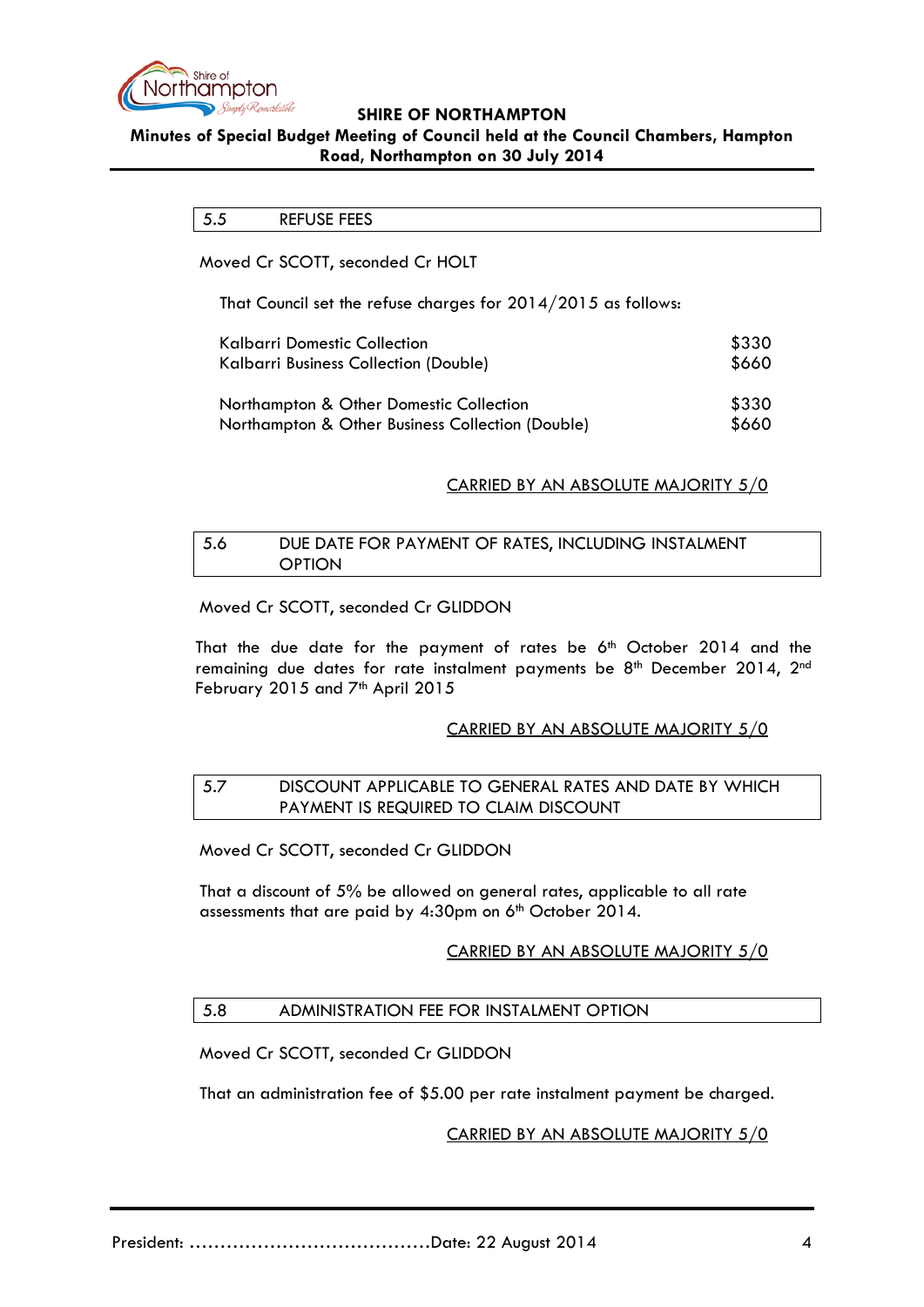## 5.5 REFUSE FEES

Moved Cr SCOTT, seconded Cr HOLT

That Council set the refuse charges for 2014/2015 as follows:

| | |
|---|---|
| Kalbarri Domestic Collection | $330 |
| Kalbarri Business Collection (Double) | $660 |
| Northampton & Other Domestic Collection | $330 |
| Northampton & Other Business Collection (Double) | $660 |

CARRIED BY AN ABSOLUTE MAJORITY 5/0

## 5.6 DUE DATE FOR PAYMENT OF RATES, INCLUDING INSTALMENT OPTION

Moved Cr SCOTT, seconded Cr GLIDDON

That the due date for the payment of rates be 6th October 2014 and the remaining due dates for rate instalment payments be 8th December 2014, 2nd February 2015 and 7th April 2015

CARRIED BY AN ABSOLUTE MAJORITY 5/0

## 5.7 DISCOUNT APPLICABLE TO GENERAL RATES AND DATE BY WHICH PAYMENT IS REQUIRED TO CLAIM DISCOUNT

Moved Cr SCOTT, seconded Cr GLIDDON

That a discount of 5% be allowed on general rates, applicable to all rate assessments that are paid by 4:30pm on 6th October 2014.

CARRIED BY AN ABSOLUTE MAJORITY 5/0

## 5.8 ADMINISTRATION FEE FOR INSTALMENT OPTION

Moved Cr SCOTT, seconded Cr GLIDDON

That an administration fee of $5.00 per rate instalment payment be charged.

CARRIED BY AN ABSOLUTE MAJORITY 5/0

President: ……………………………………Date: 22 August 2014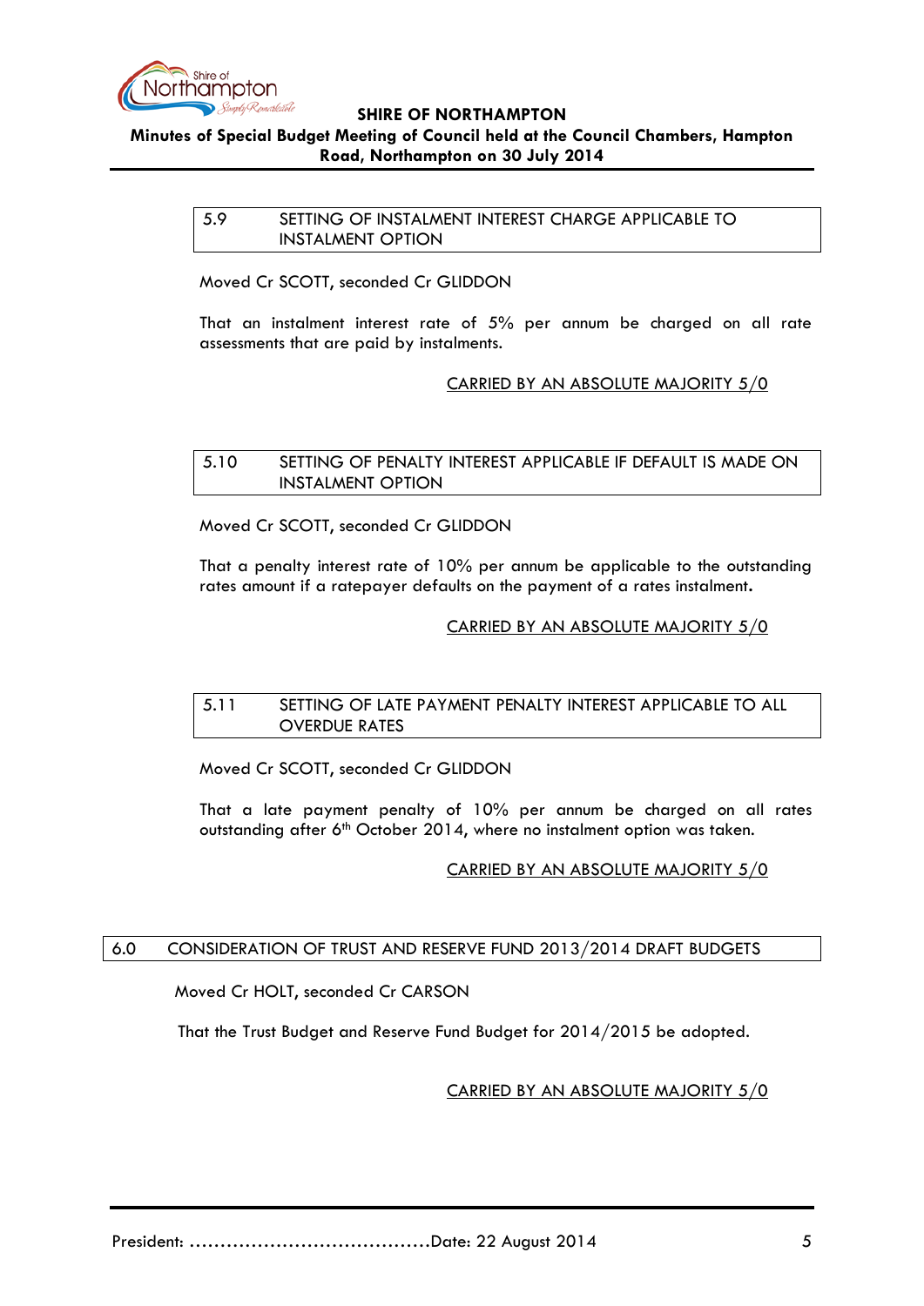### 5.9 SETTING OF INSTALMENT INTEREST CHARGE APPLICABLE TO INSTALMENT OPTION

Moved Cr SCOTT, seconded Cr GLIDDON

That an instalment interest rate of 5% per annum be charged on all rate assessments that are paid by instalments.

CARRIED BY AN ABSOLUTE MAJORITY 5/0

### 5.10 SETTING OF PENALTY INTEREST APPLICABLE IF DEFAULT IS MADE ON INSTALMENT OPTION

Moved Cr SCOTT, seconded Cr GLIDDON

That a penalty interest rate of 10% per annum be applicable to the outstanding rates amount if a ratepayer defaults on the payment of a rates instalment.

CARRIED BY AN ABSOLUTE MAJORITY 5/0

### 5.11 SETTING OF LATE PAYMENT PENALTY INTEREST APPLICABLE TO ALL OVERDUE RATES

Moved Cr SCOTT, seconded Cr GLIDDON

That a late payment penalty of 10% per annum be charged on all rates outstanding after 6th October 2014, where no instalment option was taken.

CARRIED BY AN ABSOLUTE MAJORITY 5/0

## 6.0 CONSIDERATION OF TRUST AND RESERVE FUND 2013/2014 DRAFT BUDGETS

Moved Cr HOLT, seconded Cr CARSON

That the Trust Budget and Reserve Fund Budget for 2014/2015 be adopted.

CARRIED BY AN ABSOLUTE MAJORITY 5/0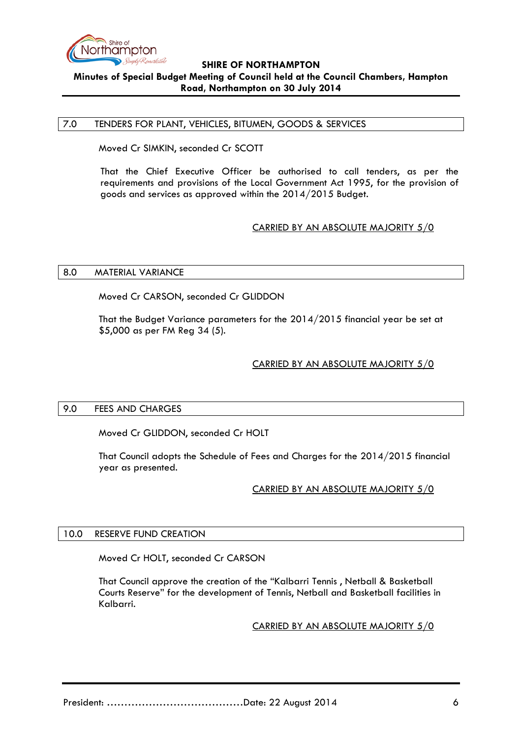## 7.0 TENDERS FOR PLANT, VEHICLES, BITUMEN, GOODS & SERVICES

Moved Cr SIMKIN, seconded Cr SCOTT

That the Chief Executive Officer be authorised to call tenders, as per the requirements and provisions of the Local Government Act 1995, for the provision of goods and services as approved within the 2014/2015 Budget.

CARRIED BY AN ABSOLUTE MAJORITY 5/0

## 8.0 MATERIAL VARIANCE

Moved Cr CARSON, seconded Cr GLIDDON

That the Budget Variance parameters for the 2014/2015 financial year be set at $5,000 as per FM Reg 34 (5).

CARRIED BY AN ABSOLUTE MAJORITY 5/0

## 9.0 FEES AND CHARGES

Moved Cr GLIDDON, seconded Cr HOLT

That Council adopts the Schedule of Fees and Charges for the 2014/2015 financial year as presented.

CARRIED BY AN ABSOLUTE MAJORITY 5/0

## 10.0 RESERVE FUND CREATION

Moved Cr HOLT, seconded Cr CARSON

That Council approve the creation of the "Kalbarri Tennis , Netball & Basketball Courts Reserve" for the development of Tennis, Netball and Basketball facilities in Kalbarri.

CARRIED BY AN ABSOLUTE MAJORITY 5/0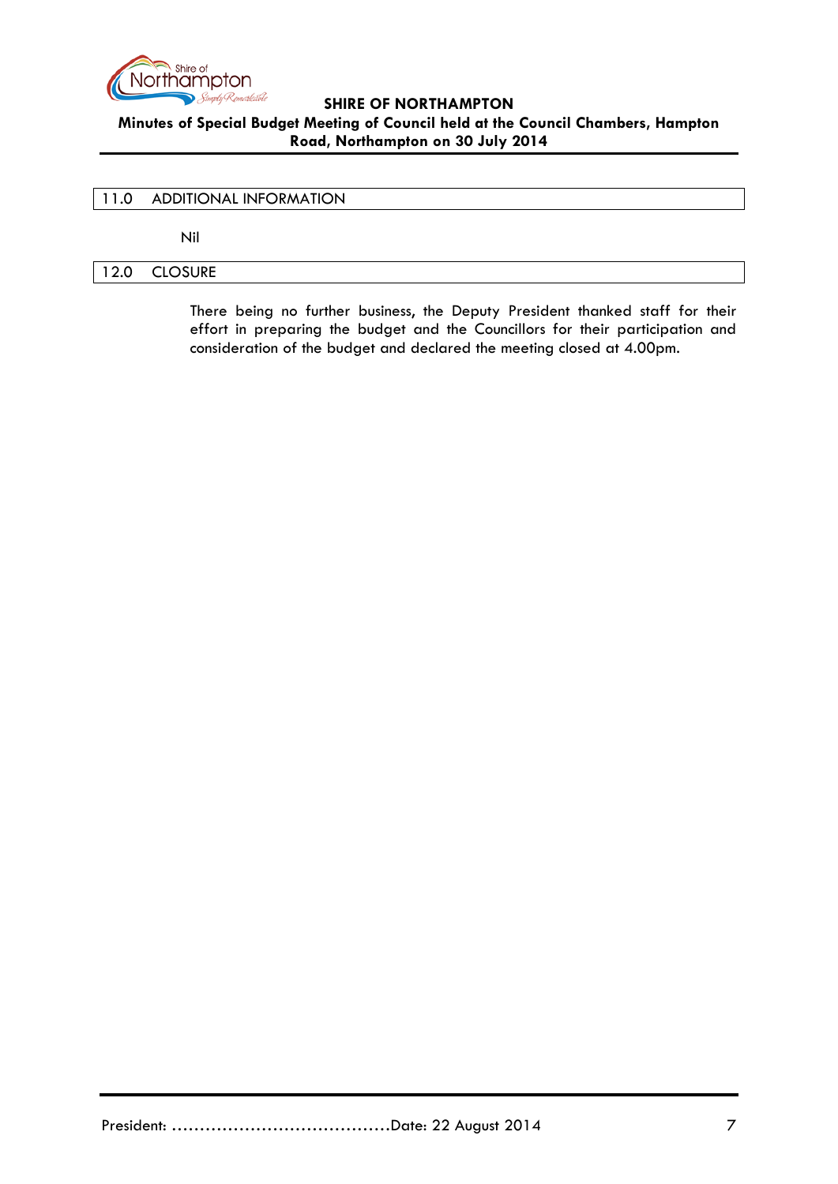## 11.0 ADDITIONAL INFORMATION

Nil

## 12.0 CLOSURE

There being no further business, the Deputy President thanked staff for their effort in preparing the budget and the Councillors for their participation and consideration of the budget and declared the meeting closed at 4.00pm.